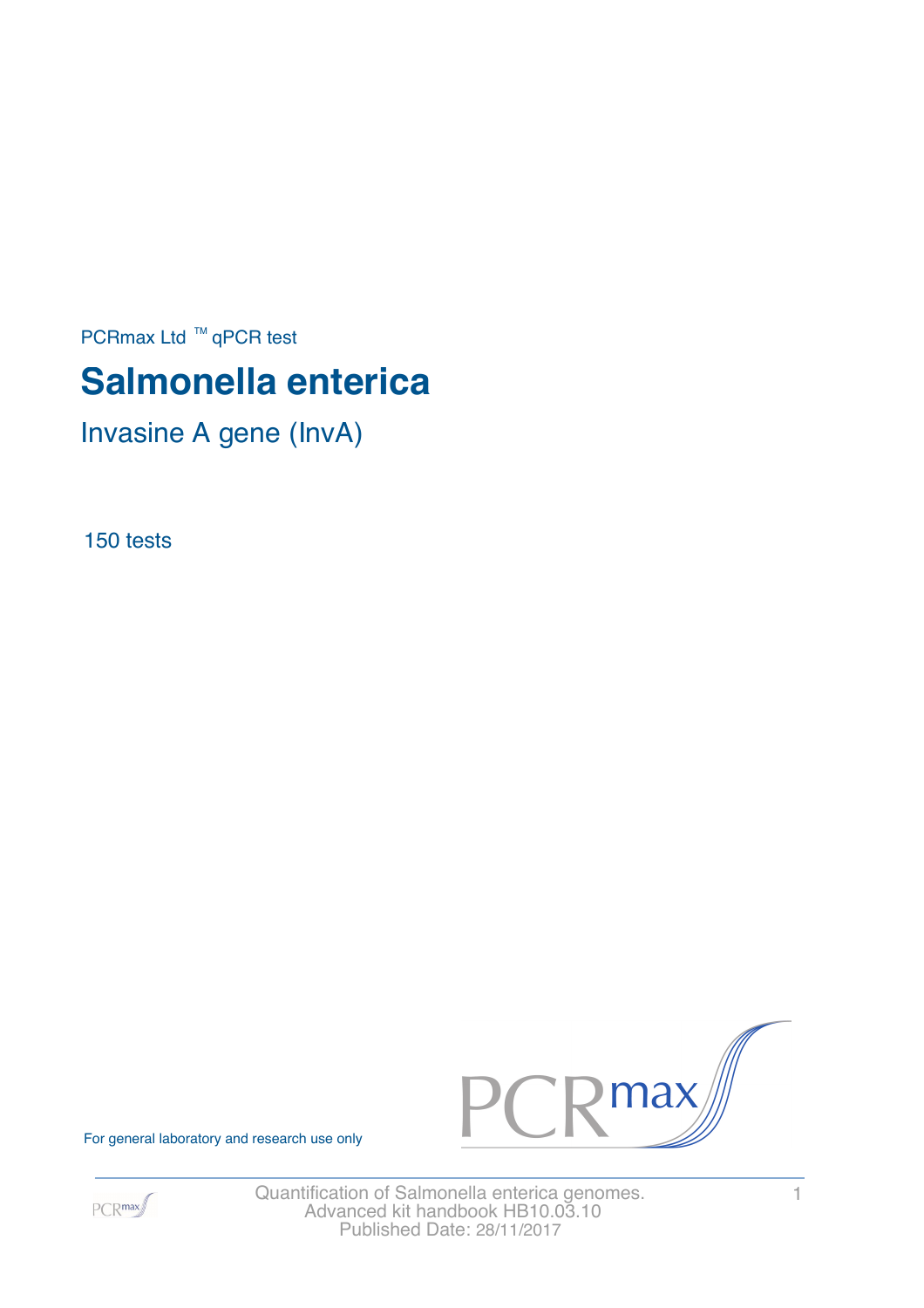PCRmax Ltd ™ qPCR test

# Salmonella enterica

## Invasine A gene (InvA)

150 tests

For general laboratory and research use only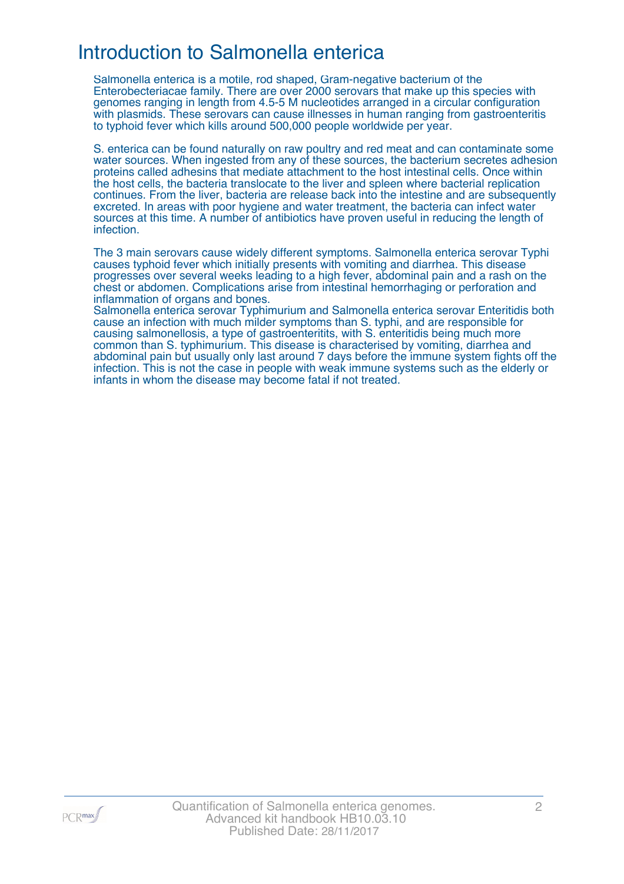# Introduction to Salmonella enterica

Salmonella enterica is a motile, rod shaped, Gram-negative bacterium of the Enterobecteriacae family. There are over 2000 serovars that make up this species with genomes ranging in length from 4.5-5 M nucleotides arranged in a circular configuration with plasmids. These serovars can cause illnesses in human ranging from gastroenteritis to typhoid fever which kills around 500,000 people worldwide per year.

S. enterica can be found naturally on raw poultry and red meat and can contaminate some water sources. When ingested from any of these sources, the bacterium secretes adhesion proteins called adhesins that mediate attachment to the host intestinal cells. Once within the host cells, the bacteria translocate to the liver and spleen where bacterial replication continues. From the liver, bacteria are release back into the intestine and are subsequently excreted. In areas with poor hygiene and water treatment, the bacteria can infect water sources at this time. A number of antibiotics have proven useful in reducing the length of infection.

The 3 main serovars cause widely different symptoms. Salmonella enterica serovar Typhi causes typhoid fever which initially presents with vomiting and diarrhea. This disease progresses over several weeks leading to a high fever, abdominal pain and a rash on the chest or abdomen. Complications arise from intestinal hemorrhaging or perforation and inflammation of organs and bones.
Salmonella enterica serovar Typhimurium and Salmonella enterica serovar Enteritidis both cause an infection with much milder symptoms than S. typhi, and are responsible for causing salmonellosis, a type of gastroenteritits, with S. enteritidis being much more common than S. typhimurium. This disease is characterised by vomiting, diarrhea and abdominal pain but usually only last around 7 days before the immune system fights off the infection. This is not the case in people with weak immune systems such as the elderly or infants in whom the disease may become fatal if not treated.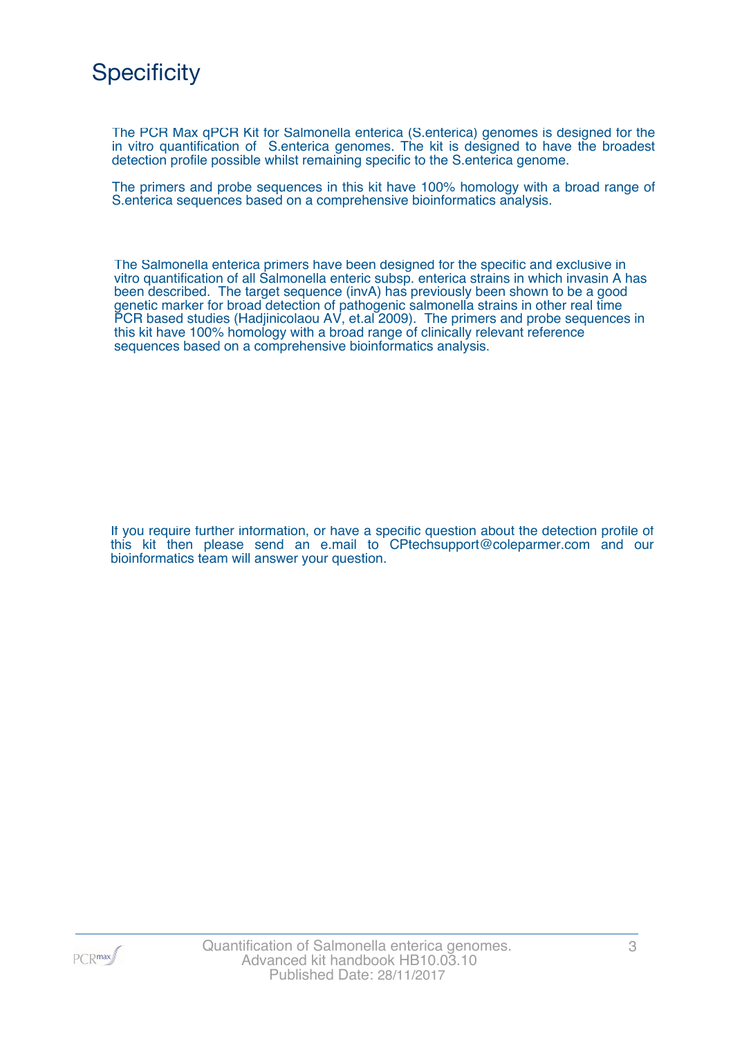# Specificity

The PCR Max qPCR Kit for Salmonella enterica (S.enterica) genomes is designed for the in vitro quantification of  S.enterica genomes. The kit is designed to have the broadest detection profile possible whilst remaining specific to the S.enterica genome.

The primers and probe sequences in this kit have 100% homology with a broad range of S.enterica sequences based on a comprehensive bioinformatics analysis.

The Salmonella enterica primers have been designed for the specific and exclusive in vitro quantification of all Salmonella enteric subsp. enterica strains in which invasin A has been described.  The target sequence (invA) has previously been shown to be a good genetic marker for broad detection of pathogenic salmonella strains in other real time PCR based studies (Hadjinicolaou AV, et.al 2009).  The primers and probe sequences in this kit have 100% homology with a broad range of clinically relevant reference sequences based on a comprehensive bioinformatics analysis.

If you require further information, or have a specific question about the detection profile of this kit then please send an e.mail to CPtechsupport@coleparmer.com and our bioinformatics team will answer your question.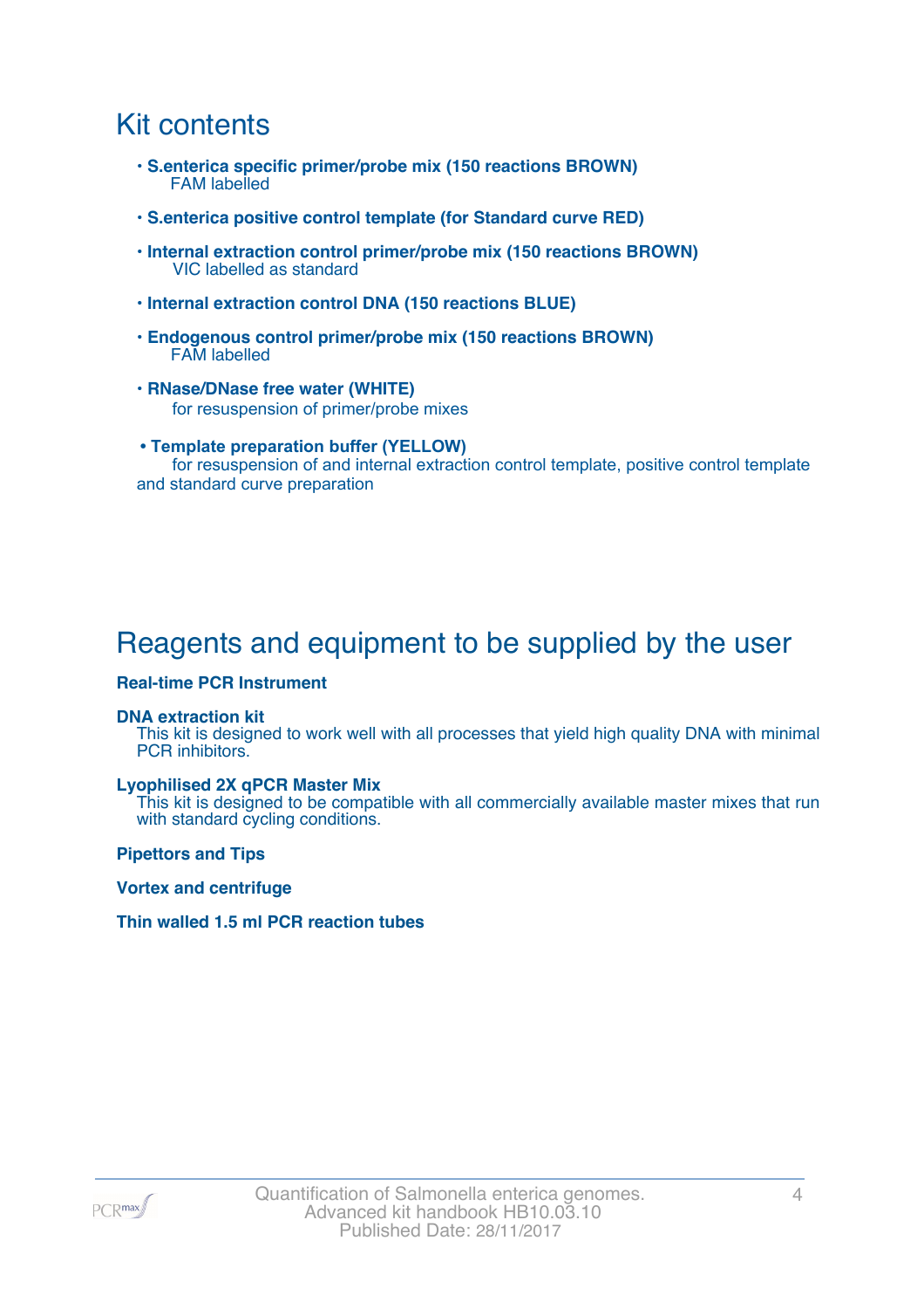## Kit contents

- **S.enterica specific primer/probe mix (150 reactions BROWN)**
  FAM labelled
- **S.enterica positive control template (for Standard curve RED)**
- **Internal extraction control primer/probe mix (150 reactions BROWN)**
  VIC labelled as standard
- **Internal extraction control DNA (150 reactions BLUE)**
- **Endogenous control primer/probe mix (150 reactions BROWN)**
  FAM labelled
- **RNase/DNase free water (WHITE)**
  for resuspension of primer/probe mixes
- **Template preparation buffer (YELLOW)**
  for resuspension of and internal extraction control template, positive control template and standard curve preparation

## Reagents and equipment to be supplied by the user

**Real-time PCR Instrument**

**DNA extraction kit**
This kit is designed to work well with all processes that yield high quality DNA with minimal PCR inhibitors.

**Lyophilised 2X qPCR Master Mix**
This kit is designed to be compatible with all commercially available master mixes that run with standard cycling conditions.

**Pipettors and Tips**

**Vortex and centrifuge**

**Thin walled 1.5 ml PCR reaction tubes**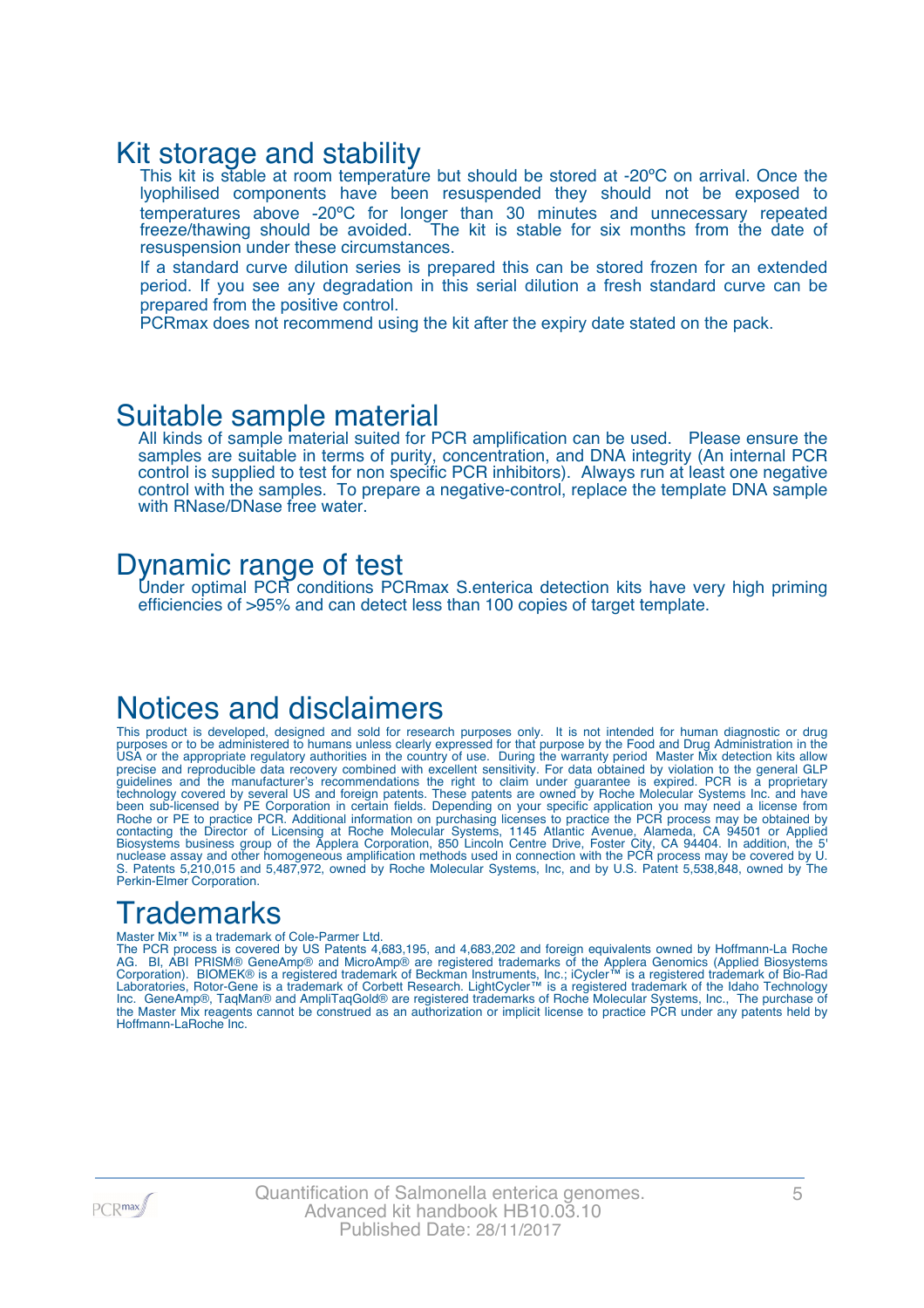## Kit storage and stability

This kit is stable at room temperature but should be stored at -20ºC on arrival. Once the lyophilised components have been resuspended they should not be exposed to temperatures above -20ºC for longer than 30 minutes and unnecessary repeated freeze/thawing should be avoided. The kit is stable for six months from the date of resuspension under these circumstances.

If a standard curve dilution series is prepared this can be stored frozen for an extended period. If you see any degradation in this serial dilution a fresh standard curve can be prepared from the positive control.

PCRmax does not recommend using the kit after the expiry date stated on the pack.

## Suitable sample material

All kinds of sample material suited for PCR amplification can be used. Please ensure the samples are suitable in terms of purity, concentration, and DNA integrity (An internal PCR control is supplied to test for non specific PCR inhibitors). Always run at least one negative control with the samples. To prepare a negative-control, replace the template DNA sample with RNase/DNase free water.

## Dynamic range of test

Under optimal PCR conditions PCRmax S.enterica detection kits have very high priming efficiencies of >95% and can detect less than 100 copies of target template.

## Notices and disclaimers

This product is developed, designed and sold for research purposes only. It is not intended for human diagnostic or drug purposes or to be administered to humans unless clearly expressed for that purpose by the Food and Drug Administration in the USA or the appropriate regulatory authorities in the country of use. During the warranty period Master Mix detection kits allow precise and reproducible data recovery combined with excellent sensitivity. For data obtained by violation to the general GLP guidelines and the manufacturer's recommendations the right to claim under guarantee is expired. PCR is a proprietary technology covered by several US and foreign patents. These patents are owned by Roche Molecular Systems Inc. and have been sub-licensed by PE Corporation in certain fields. Depending on your specific application you may need a license from Roche or PE to practice PCR. Additional information on purchasing licenses to practice the PCR process may be obtained by contacting the Director of Licensing at Roche Molecular Systems, 1145 Atlantic Avenue, Alameda, CA 94501 or Applied Biosystems business group of the Applera Corporation, 850 Lincoln Centre Drive, Foster City, CA 94404. In addition, the 5' nuclease assay and other homogeneous amplification methods used in connection with the PCR process may be covered by U. S. Patents 5,210,015 and 5,487,972, owned by Roche Molecular Systems, Inc, and by U.S. Patent 5,538,848, owned by The Perkin-Elmer Corporation.

## Trademarks

Master Mix™ is a trademark of Cole-Parmer Ltd.

The PCR process is covered by US Patents 4,683,195, and 4,683,202 and foreign equivalents owned by Hoffmann-La Roche AG. BI, ABI PRISM® GeneAmp® and MicroAmp® are registered trademarks of the Applera Genomics (Applied Biosystems Corporation). BIOMEK® is a registered trademark of Beckman Instruments, Inc.; iCycler™ is a registered trademark of Bio-Rad Laboratories, Rotor-Gene is a trademark of Corbett Research. LightCycler™ is a registered trademark of the Idaho Technology Inc. GeneAmp®, TaqMan® and AmpliTaqGold® are registered trademarks of Roche Molecular Systems, Inc., The purchase of the Master Mix reagents cannot be construed as an authorization or implicit license to practice PCR under any patents held by Hoffmann-LaRoche Inc.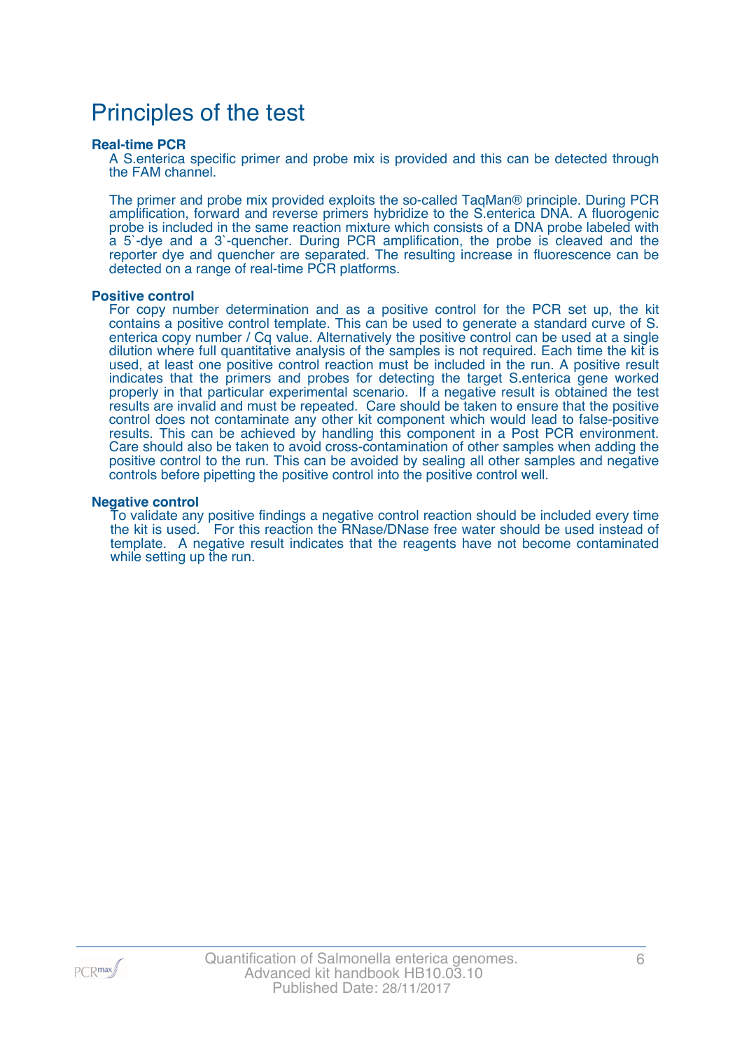# Principles of the test

### Real-time PCR

A S.enterica specific primer and probe mix is provided and this can be detected through the FAM channel.

The primer and probe mix provided exploits the so-called TaqMan® principle. During PCR amplification, forward and reverse primers hybridize to the S.enterica DNA. A fluorogenic probe is included in the same reaction mixture which consists of a DNA probe labeled with a 5`-dye and a 3`-quencher. During PCR amplification, the probe is cleaved and the reporter dye and quencher are separated. The resulting increase in fluorescence can be detected on a range of real-time PCR platforms.

### Positive control

For copy number determination and as a positive control for the PCR set up, the kit contains a positive control template. This can be used to generate a standard curve of S. enterica copy number / Cq value. Alternatively the positive control can be used at a single dilution where full quantitative analysis of the samples is not required. Each time the kit is used, at least one positive control reaction must be included in the run. A positive result indicates that the primers and probes for detecting the target S.enterica gene worked properly in that particular experimental scenario. If a negative result is obtained the test results are invalid and must be repeated. Care should be taken to ensure that the positive control does not contaminate any other kit component which would lead to false-positive results. This can be achieved by handling this component in a Post PCR environment. Care should also be taken to avoid cross-contamination of other samples when adding the positive control to the run. This can be avoided by sealing all other samples and negative controls before pipetting the positive control into the positive control well.

### Negative control

To validate any positive findings a negative control reaction should be included every time the kit is used. For this reaction the RNase/DNase free water should be used instead of template. A negative result indicates that the reagents have not become contaminated while setting up the run.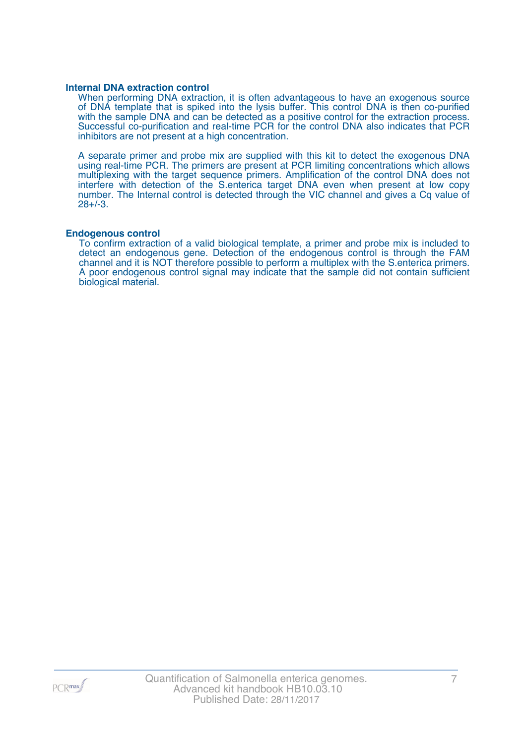### Internal DNA extraction control

When performing DNA extraction, it is often advantageous to have an exogenous source of DNA template that is spiked into the lysis buffer. This control DNA is then co-purified with the sample DNA and can be detected as a positive control for the extraction process. Successful co-purification and real-time PCR for the control DNA also indicates that PCR inhibitors are not present at a high concentration.

A separate primer and probe mix are supplied with this kit to detect the exogenous DNA using real-time PCR. The primers are present at PCR limiting concentrations which allows multiplexing with the target sequence primers. Amplification of the control DNA does not interfere with detection of the S.enterica target DNA even when present at low copy number. The Internal control is detected through the VIC channel and gives a Cq value of 28+/-3.

### Endogenous control

To confirm extraction of a valid biological template, a primer and probe mix is included to detect an endogenous gene. Detection of the endogenous control is through the FAM channel and it is NOT therefore possible to perform a multiplex with the S.enterica primers. A poor endogenous control signal may indicate that the sample did not contain sufficient biological material.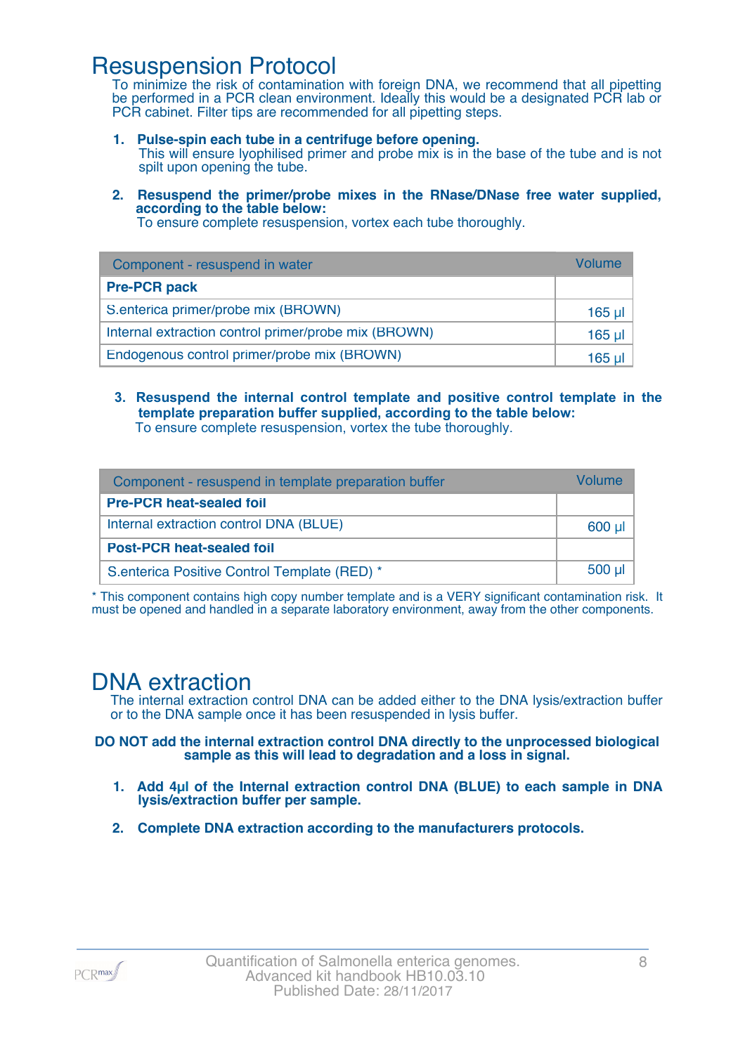# Resuspension Protocol

To minimize the risk of contamination with foreign DNA, we recommend that all pipetting be performed in a PCR clean environment. Ideally this would be a designated PCR lab or PCR cabinet. Filter tips are recommended for all pipetting steps.

1. **Pulse-spin each tube in a centrifuge before opening.**
   This will ensure lyophilised primer and probe mix is in the base of the tube and is not spilt upon opening the tube.

2. **Resuspend the primer/probe mixes in the RNase/DNase free water supplied, according to the table below:**
   To ensure complete resuspension, vortex each tube thoroughly.

| Component - resuspend in water | Volume |
|---|---|
| **Pre-PCR pack** | |
| S.enterica primer/probe mix (BROWN) | 165 µl |
| Internal extraction control primer/probe mix (BROWN) | 165 µl |
| Endogenous control primer/probe mix (BROWN) | 165 µl |

3. **Resuspend the internal control template and positive control template in the template preparation buffer supplied, according to the table below:**
   To ensure complete resuspension, vortex the tube thoroughly.

| Component - resuspend in template preparation buffer | Volume |
|---|---|
| **Pre-PCR heat-sealed foil** | |
| Internal extraction control DNA (BLUE) | 600 µl |
| **Post-PCR heat-sealed foil** | |
| S.enterica Positive Control Template (RED) * | 500 µl |

* This component contains high copy number template and is a VERY significant contamination risk. It must be opened and handled in a separate laboratory environment, away from the other components.

# DNA extraction

The internal extraction control DNA can be added either to the DNA lysis/extraction buffer or to the DNA sample once it has been resuspended in lysis buffer.

**DO NOT add the internal extraction control DNA directly to the unprocessed biological sample as this will lead to degradation and a loss in signal.**

1. **Add 4µl of the Internal extraction control DNA (BLUE) to each sample in DNA lysis/extraction buffer per sample.**

2. **Complete DNA extraction according to the manufacturers protocols.**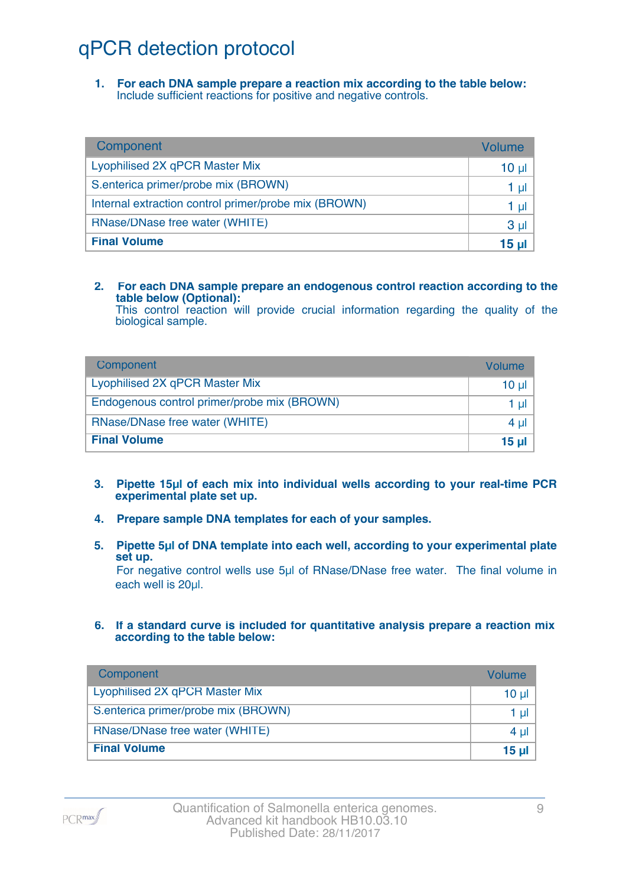# qPCR detection protocol

1. **For each DNA sample prepare a reaction mix according to the table below:**
   Include sufficient reactions for positive and negative controls.

| Component | Volume |
|---|---|
| Lyophilised 2X qPCR Master Mix | 10 µl |
| S.enterica primer/probe mix (BROWN) | 1 µl |
| Internal extraction control primer/probe mix (BROWN) | 1 µl |
| RNase/DNase free water (WHITE) | 3 µl |
| **Final Volume** | **15 µl** |

2. **For each DNA sample prepare an endogenous control reaction according to the table below (Optional):**
   This control reaction will provide crucial information regarding the quality of the biological sample.

| Component | Volume |
|---|---|
| Lyophilised 2X qPCR Master Mix | 10 µl |
| Endogenous control primer/probe mix (BROWN) | 1 µl |
| RNase/DNase free water (WHITE) | 4 µl |
| **Final Volume** | **15 µl** |

3. **Pipette 15µl of each mix into individual wells according to your real-time PCR experimental plate set up.**

4. **Prepare sample DNA templates for each of your samples.**

5. **Pipette 5µl of DNA template into each well, according to your experimental plate set up.**
   For negative control wells use 5µl of RNase/DNase free water. The final volume in each well is 20µl.

6. **If a standard curve is included for quantitative analysis prepare a reaction mix according to the table below:**

| Component | Volume |
|---|---|
| Lyophilised 2X qPCR Master Mix | 10 µl |
| S.enterica primer/probe mix (BROWN) | 1 µl |
| RNase/DNase free water (WHITE) | 4 µl |
| **Final Volume** | **15 µl** |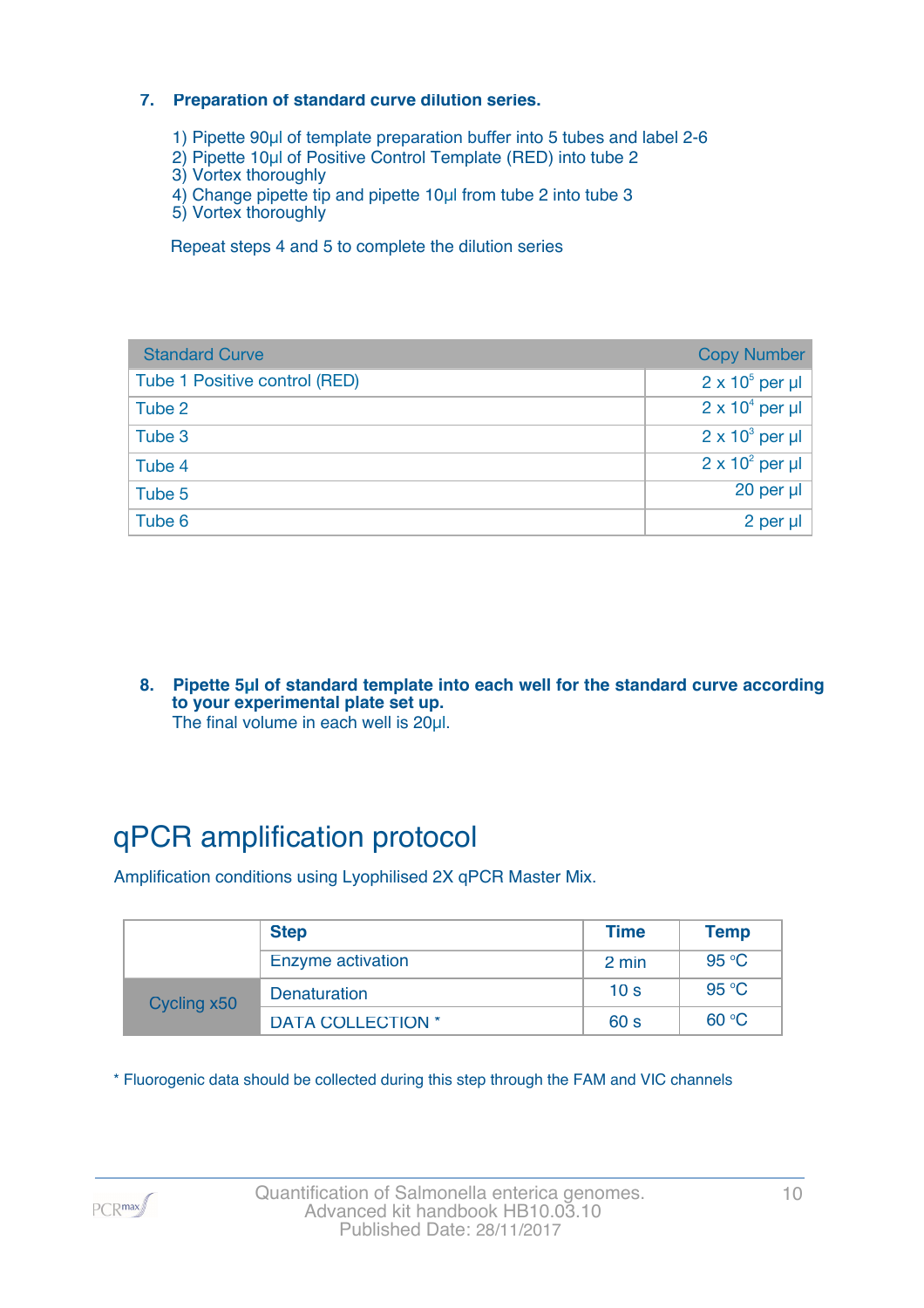**7. Preparation of standard curve dilution series.**

1) Pipette 90µl of template preparation buffer into 5 tubes and label 2-6
2) Pipette 10µl of Positive Control Template (RED) into tube 2
3) Vortex thoroughly
4) Change pipette tip and pipette 10µl from tube 2 into tube 3
5) Vortex thoroughly

Repeat steps 4 and 5 to complete the dilution series

| Standard Curve | Copy Number |
|---|---|
| Tube 1 Positive control (RED) | $2 \times 10^5$ per µl |
| Tube 2 | $2 \times 10^4$ per µl |
| Tube 3 | $2 \times 10^3$ per µl |
| Tube 4 | $2 \times 10^2$ per µl |
| Tube 5 | 20 per µl |
| Tube 6 | 2 per µl |

**8. Pipette 5µl of standard template into each well for the standard curve according to your experimental plate set up.**

The final volume in each well is 20µl.

# qPCR amplification protocol

Amplification conditions using Lyophilised 2X qPCR Master Mix.

| | Step | Time | Temp |
|---|---|---|---|
| | Enzyme activation | 2 min | 95 °C |
| Cycling x50 | Denaturation | 10 s | 95 °C |
| | DATA COLLECTION * | 60 s | 60 °C |

* Fluorogenic data should be collected during this step through the FAM and VIC channels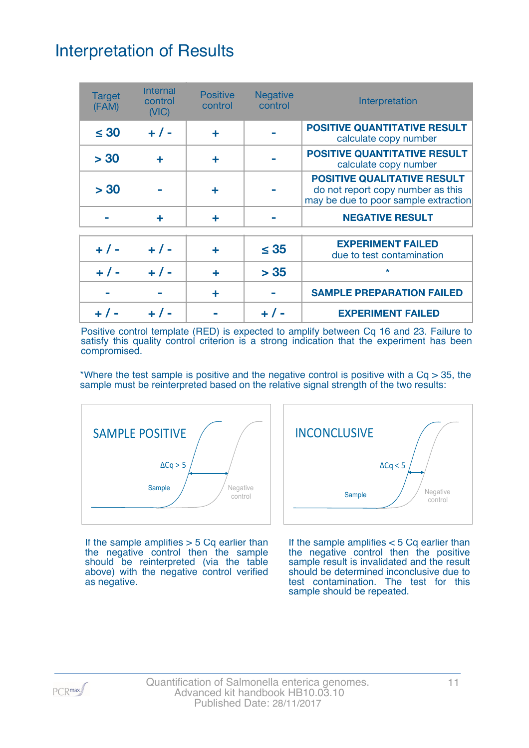# Interpretation of Results

| Target (FAM) | Internal control (VIC) | Positive control | Negative control | Interpretation |
|---|---|---|---|---|
| ≤ 30 | + / - | + | - | **POSITIVE QUANTITATIVE RESULT** calculate copy number |
| > 30 | + | + | - | **POSITIVE QUANTITATIVE RESULT** calculate copy number |
| > 30 | - | + | - | **POSITIVE QUALITATIVE RESULT** do not report copy number as this may be due to poor sample extraction |
| - | + | + | - | **NEGATIVE RESULT** |
| + / - | + / - | + | ≤ 35 | **EXPERIMENT FAILED** due to test contamination |
| + / - | + / - | + | > 35 | * |
| - | - | + | - | **SAMPLE PREPARATION FAILED** |
| + / - | + / - | - | + / - | **EXPERIMENT FAILED** |

Positive control template (RED) is expected to amplify between Cq 16 and 23. Failure to satisfy this quality control criterion is a strong indication that the experiment has been compromised.

*Where the test sample is positive and the negative control is positive with a Cq > 35, the sample must be reinterpreted based on the relative signal strength of the two results:

SAMPLE POSITIVE

ΔCq > 5

Sample

Negative control

If the sample amplifies > 5 Cq earlier than the negative control then the sample should be reinterpreted (via the table above) with the negative control verified as negative.

INCONCLUSIVE

ΔCq < 5

Sample

Negative control

If the sample amplifies < 5 Cq earlier than the negative control then the positive sample result is invalidated and the result should be determined inconclusive due to test contamination. The test for this sample should be repeated.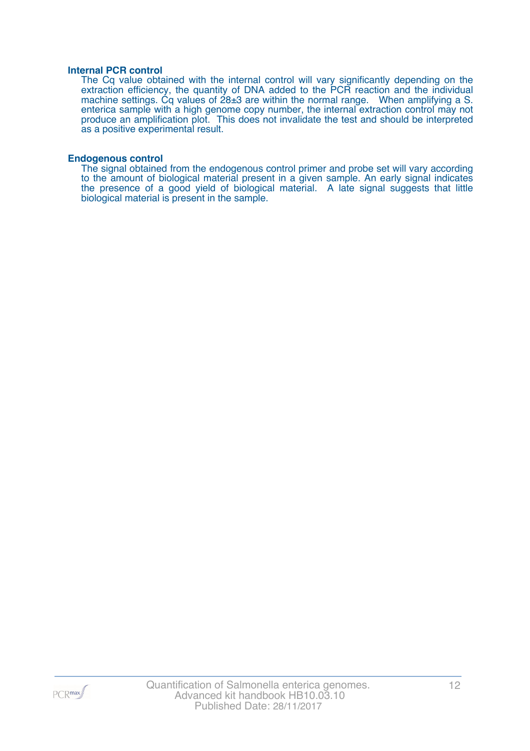**Internal PCR control**

The Cq value obtained with the internal control will vary significantly depending on the extraction efficiency, the quantity of DNA added to the PCR reaction and the individual machine settings. Cq values of 28±3 are within the normal range. When amplifying a S. enterica sample with a high genome copy number, the internal extraction control may not produce an amplification plot. This does not invalidate the test and should be interpreted as a positive experimental result.

**Endogenous control**

The signal obtained from the endogenous control primer and probe set will vary according to the amount of biological material present in a given sample. An early signal indicates the presence of a good yield of biological material. A late signal suggests that little biological material is present in the sample.